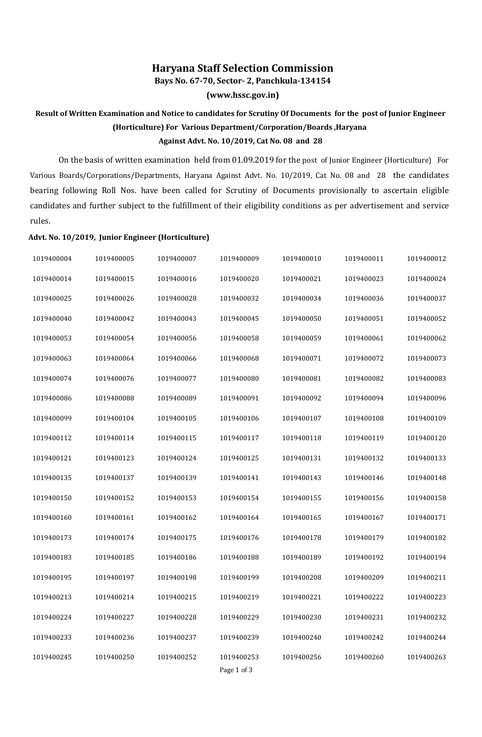# Haryana Staff Selection Commission

**Bays No. 67-70, Sector- 2, Panchkula-134154**

**(www.hssc.gov.in)**

**Result of Written Examination and Notice to candidates for Scrutiny Of Documents for the post of Junior Engineer (Horticulture) For Various Department/Corporation/Boards ,Haryana**

**Against Advt. No. 10/2019, Cat No. 08 and 28**

On the basis of written examination held from 01.09.2019 for the post of Junior Engineer (Horticulture) For Various Boards/Corporations/Departments, Haryana Against Advt. No. 10/2019, Cat No. 08 and 28 the candidates bearing following Roll Nos. have been called for Scrutiny of Documents provisionally to ascertain eligible candidates and further subject to the fulfillment of their eligibility conditions as per advertisement and service rules.

**Advt. No. 10/2019, Junior Engineer (Horticulture)**

| | | | | | | |
|---|---|---|---|---|---|---|
| 1019400004 | 1019400005 | 1019400007 | 1019400009 | 1019400010 | 1019400011 | 1019400012 |
| 1019400014 | 1019400015 | 1019400016 | 1019400020 | 1019400021 | 1019400023 | 1019400024 |
| 1019400025 | 1019400026 | 1019400028 | 1019400032 | 1019400034 | 1019400036 | 1019400037 |
| 1019400040 | 1019400042 | 1019400043 | 1019400045 | 1019400050 | 1019400051 | 1019400052 |
| 1019400053 | 1019400054 | 1019400056 | 1019400058 | 1019400059 | 1019400061 | 1019400062 |
| 1019400063 | 1019400064 | 1019400066 | 1019400068 | 1019400071 | 1019400072 | 1019400073 |
| 1019400074 | 1019400076 | 1019400077 | 1019400080 | 1019400081 | 1019400082 | 1019400083 |
| 1019400086 | 1019400088 | 1019400089 | 1019400091 | 1019400092 | 1019400094 | 1019400096 |
| 1019400099 | 1019400104 | 1019400105 | 1019400106 | 1019400107 | 1019400108 | 1019400109 |
| 1019400112 | 1019400114 | 1019400115 | 1019400117 | 1019400118 | 1019400119 | 1019400120 |
| 1019400121 | 1019400123 | 1019400124 | 1019400125 | 1019400131 | 1019400132 | 1019400133 |
| 1019400135 | 1019400137 | 1019400139 | 1019400141 | 1019400143 | 1019400146 | 1019400148 |
| 1019400150 | 1019400152 | 1019400153 | 1019400154 | 1019400155 | 1019400156 | 1019400158 |
| 1019400160 | 1019400161 | 1019400162 | 1019400164 | 1019400165 | 1019400167 | 1019400171 |
| 1019400173 | 1019400174 | 1019400175 | 1019400176 | 1019400178 | 1019400179 | 1019400182 |
| 1019400183 | 1019400185 | 1019400186 | 1019400188 | 1019400189 | 1019400192 | 1019400194 |
| 1019400195 | 1019400197 | 1019400198 | 1019400199 | 1019400208 | 1019400209 | 1019400211 |
| 1019400213 | 1019400214 | 1019400215 | 1019400219 | 1019400221 | 1019400222 | 1019400223 |
| 1019400224 | 1019400227 | 1019400228 | 1019400229 | 1019400230 | 1019400231 | 1019400232 |
| 1019400233 | 1019400236 | 1019400237 | 1019400239 | 1019400240 | 1019400242 | 1019400244 |
| 1019400245 | 1019400250 | 1019400252 | 1019400253 | 1019400256 | 1019400260 | 1019400263 |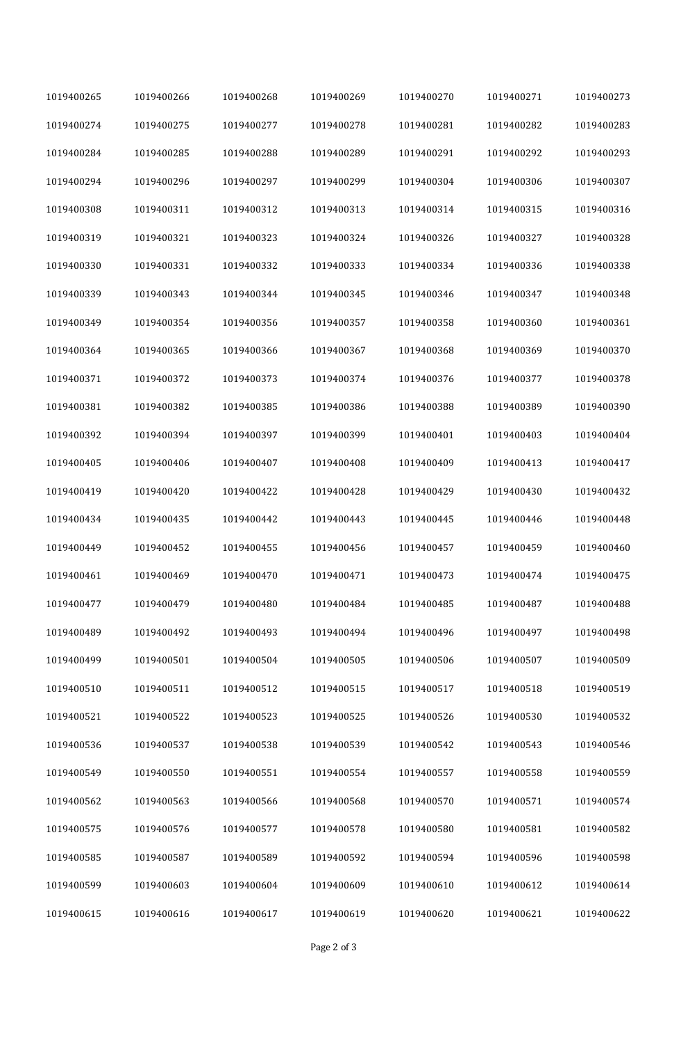| | | | | | | |
|---|---|---|---|---|---|---|
| 1019400265 | 1019400266 | 1019400268 | 1019400269 | 1019400270 | 1019400271 | 1019400273 |
| 1019400274 | 1019400275 | 1019400277 | 1019400278 | 1019400281 | 1019400282 | 1019400283 |
| 1019400284 | 1019400285 | 1019400288 | 1019400289 | 1019400291 | 1019400292 | 1019400293 |
| 1019400294 | 1019400296 | 1019400297 | 1019400299 | 1019400304 | 1019400306 | 1019400307 |
| 1019400308 | 1019400311 | 1019400312 | 1019400313 | 1019400314 | 1019400315 | 1019400316 |
| 1019400319 | 1019400321 | 1019400323 | 1019400324 | 1019400326 | 1019400327 | 1019400328 |
| 1019400330 | 1019400331 | 1019400332 | 1019400333 | 1019400334 | 1019400336 | 1019400338 |
| 1019400339 | 1019400343 | 1019400344 | 1019400345 | 1019400346 | 1019400347 | 1019400348 |
| 1019400349 | 1019400354 | 1019400356 | 1019400357 | 1019400358 | 1019400360 | 1019400361 |
| 1019400364 | 1019400365 | 1019400366 | 1019400367 | 1019400368 | 1019400369 | 1019400370 |
| 1019400371 | 1019400372 | 1019400373 | 1019400374 | 1019400376 | 1019400377 | 1019400378 |
| 1019400381 | 1019400382 | 1019400385 | 1019400386 | 1019400388 | 1019400389 | 1019400390 |
| 1019400392 | 1019400394 | 1019400397 | 1019400399 | 1019400401 | 1019400403 | 1019400404 |
| 1019400405 | 1019400406 | 1019400407 | 1019400408 | 1019400409 | 1019400413 | 1019400417 |
| 1019400419 | 1019400420 | 1019400422 | 1019400428 | 1019400429 | 1019400430 | 1019400432 |
| 1019400434 | 1019400435 | 1019400442 | 1019400443 | 1019400445 | 1019400446 | 1019400448 |
| 1019400449 | 1019400452 | 1019400455 | 1019400456 | 1019400457 | 1019400459 | 1019400460 |
| 1019400461 | 1019400469 | 1019400470 | 1019400471 | 1019400473 | 1019400474 | 1019400475 |
| 1019400477 | 1019400479 | 1019400480 | 1019400484 | 1019400485 | 1019400487 | 1019400488 |
| 1019400489 | 1019400492 | 1019400493 | 1019400494 | 1019400496 | 1019400497 | 1019400498 |
| 1019400499 | 1019400501 | 1019400504 | 1019400505 | 1019400506 | 1019400507 | 1019400509 |
| 1019400510 | 1019400511 | 1019400512 | 1019400515 | 1019400517 | 1019400518 | 1019400519 |
| 1019400521 | 1019400522 | 1019400523 | 1019400525 | 1019400526 | 1019400530 | 1019400532 |
| 1019400536 | 1019400537 | 1019400538 | 1019400539 | 1019400542 | 1019400543 | 1019400546 |
| 1019400549 | 1019400550 | 1019400551 | 1019400554 | 1019400557 | 1019400558 | 1019400559 |
| 1019400562 | 1019400563 | 1019400566 | 1019400568 | 1019400570 | 1019400571 | 1019400574 |
| 1019400575 | 1019400576 | 1019400577 | 1019400578 | 1019400580 | 1019400581 | 1019400582 |
| 1019400585 | 1019400587 | 1019400589 | 1019400592 | 1019400594 | 1019400596 | 1019400598 |
| 1019400599 | 1019400603 | 1019400604 | 1019400609 | 1019400610 | 1019400612 | 1019400614 |
| 1019400615 | 1019400616 | 1019400617 | 1019400619 | 1019400620 | 1019400621 | 1019400622 |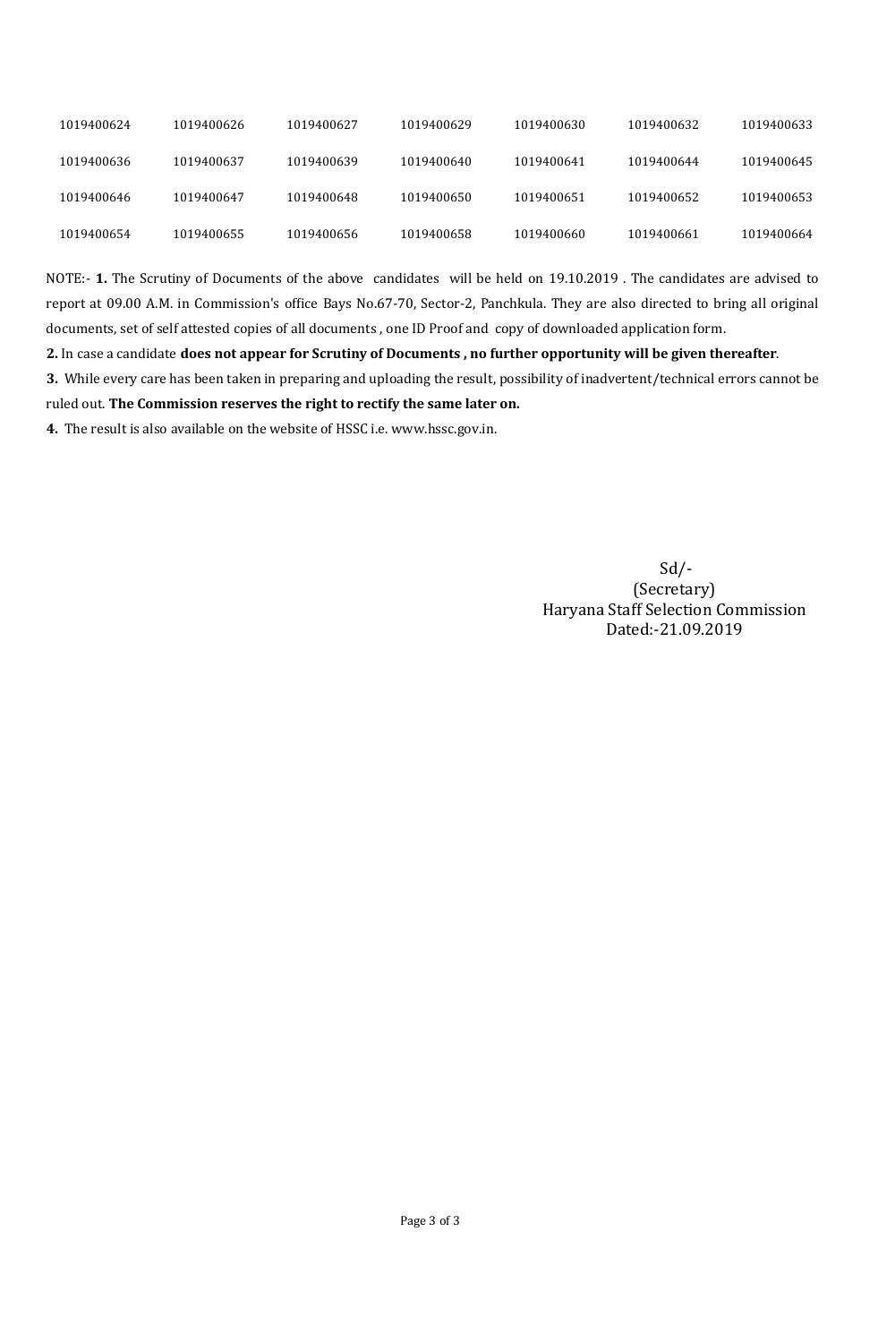| | | | | | | |
|---|---|---|---|---|---|---|
| 1019400624 | 1019400626 | 1019400627 | 1019400629 | 1019400630 | 1019400632 | 1019400633 |
| 1019400636 | 1019400637 | 1019400639 | 1019400640 | 1019400641 | 1019400644 | 1019400645 |
| 1019400646 | 1019400647 | 1019400648 | 1019400650 | 1019400651 | 1019400652 | 1019400653 |
| 1019400654 | 1019400655 | 1019400656 | 1019400658 | 1019400660 | 1019400661 | 1019400664 |

NOTE:- **1.** The Scrutiny of Documents of the above candidates will be held on 19.10.2019 . The candidates are advised to report at 09.00 A.M. in Commission's office Bays No.67-70, Sector-2, Panchkula. They are also directed to bring all original documents, set of self attested copies of all documents , one ID Proof and copy of downloaded application form.

**2.** In case a candidate **does not appear for Scrutiny of Documents , no further opportunity will be given thereafter**.

**3.** While every care has been taken in preparing and uploading the result, possibility of inadvertent/technical errors cannot be ruled out. **The Commission reserves the right to rectify the same later on.**

**4.** The result is also available on the website of HSSC i.e. www.hssc.gov.in.

Sd/-
(Secretary)
Haryana Staff Selection Commission
Dated:-21.09.2019